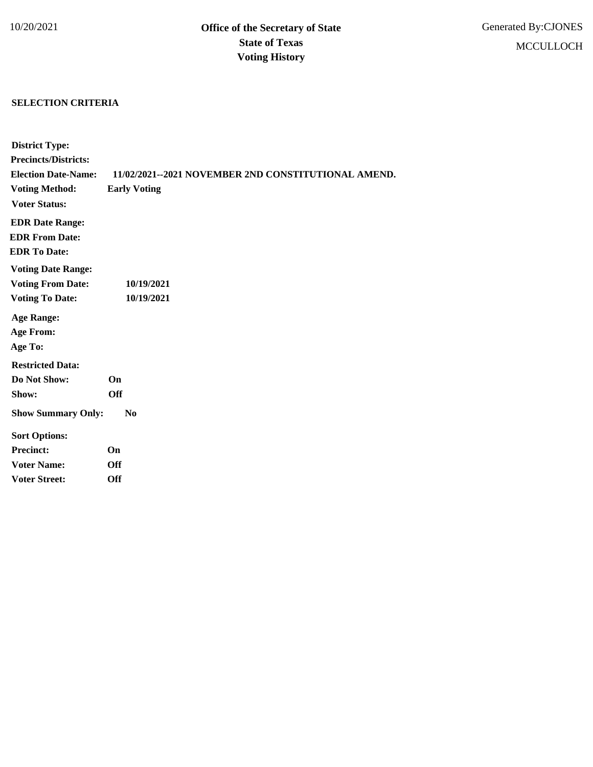10/20/2021

# Office of the Secretary of State
# State of Texas
# Voting History

Generated By:CJONES

MCCULLOCH

**SELECTION CRITERIA**

**District Type:**

**Precincts/Districts:**

**Election Date-Name:** **11/02/2021--2021 NOVEMBER 2ND CONSTITUTIONAL AMEND.**

**Voting Method:** **Early Voting**

**Voter Status:**

**EDR Date Range:**

**EDR From Date:**

**EDR To Date:**

**Voting Date Range:**

**Voting From Date:** **10/19/2021**

**Voting To Date:** **10/19/2021**

**Age Range:**

**Age From:**

**Age To:**

**Restricted Data:**

**Do Not Show:** **On**

**Show:** **Off**

**Show Summary Only:** **No**

**Sort Options:**

**Precinct:** **On**

**Voter Name:** **Off**

**Voter Street:** **Off**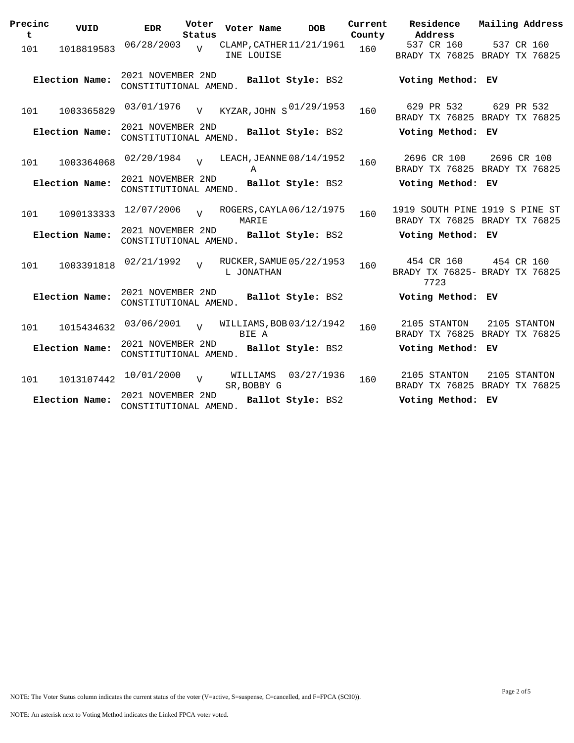| Precinct | VUID | EDR | Voter Status | Voter Name | DOB | Current County | Residence Address | Mailing Address |
|---|---|---|---|---|---|---|---|---|
| 101 | 1018819583 | 06/28/2003 | V | CLAMP, CATHERINE LOUISE | 11/21/1961 | 160 | 537 CR 160 BRADY TX 76825 | 537 CR 160 BRADY TX 76825 |
| **Election Name:** | | 2021 NOVEMBER 2ND CONSTITUTIONAL AMEND. | | **Ballot Style:** BS2 | | | **Voting Method:** EV | |
| 101 | 1003365829 | 03/01/1976 | V | KYZAR, JOHN S | 01/29/1953 | 160 | 629 PR 532 BRADY TX 76825 | 629 PR 532 BRADY TX 76825 |
| **Election Name:** | | 2021 NOVEMBER 2ND CONSTITUTIONAL AMEND. | | **Ballot Style:** BS2 | | | **Voting Method:** EV | |
| 101 | 1003364068 | 02/20/1984 | V | LEACH, JEANNE A | 08/14/1952 | 160 | 2696 CR 100 BRADY TX 76825 | 2696 CR 100 BRADY TX 76825 |
| **Election Name:** | | 2021 NOVEMBER 2ND CONSTITUTIONAL AMEND. | | **Ballot Style:** BS2 | | | **Voting Method:** EV | |
| 101 | 1090133333 | 12/07/2006 | V | ROGERS, CAYLA MARIE | 06/12/1975 | 160 | 1919 SOUTH PINE BRADY TX 76825 | 1919 S PINE ST BRADY TX 76825 |
| **Election Name:** | | 2021 NOVEMBER 2ND CONSTITUTIONAL AMEND. | | **Ballot Style:** BS2 | | | **Voting Method:** EV | |
| 101 | 1003391818 | 02/21/1992 | V | RUCKER, SAMUEL JONATHAN | 05/22/1953 | 160 | 454 CR 160 BRADY TX 76825-7723 | 454 CR 160 BRADY TX 76825 |
| **Election Name:** | | 2021 NOVEMBER 2ND CONSTITUTIONAL AMEND. | | **Ballot Style:** BS2 | | | **Voting Method:** EV | |
| 101 | 1015434632 | 03/06/2001 | V | WILLIAMS, BOBBIE A | 03/12/1942 | 160 | 2105 STANTON BRADY TX 76825 | 2105 STANTON BRADY TX 76825 |
| **Election Name:** | | 2021 NOVEMBER 2ND CONSTITUTIONAL AMEND. | | **Ballot Style:** BS2 | | | **Voting Method:** EV | |
| 101 | 1013107442 | 10/01/2000 | V | WILLIAMS SR, BOBBY G | 03/27/1936 | 160 | 2105 STANTON BRADY TX 76825 | 2105 STANTON BRADY TX 76825 |
| **Election Name:** | | 2021 NOVEMBER 2ND CONSTITUTIONAL AMEND. | | **Ballot Style:** BS2 | | | **Voting Method:** EV | |

NOTE: The Voter Status column indicates the current status of the voter (V=active, S=suspense, C=cancelled, and F=FPCA (SC90)).

NOTE: An asterisk next to Voting Method indicates the Linked FPCA voter voted.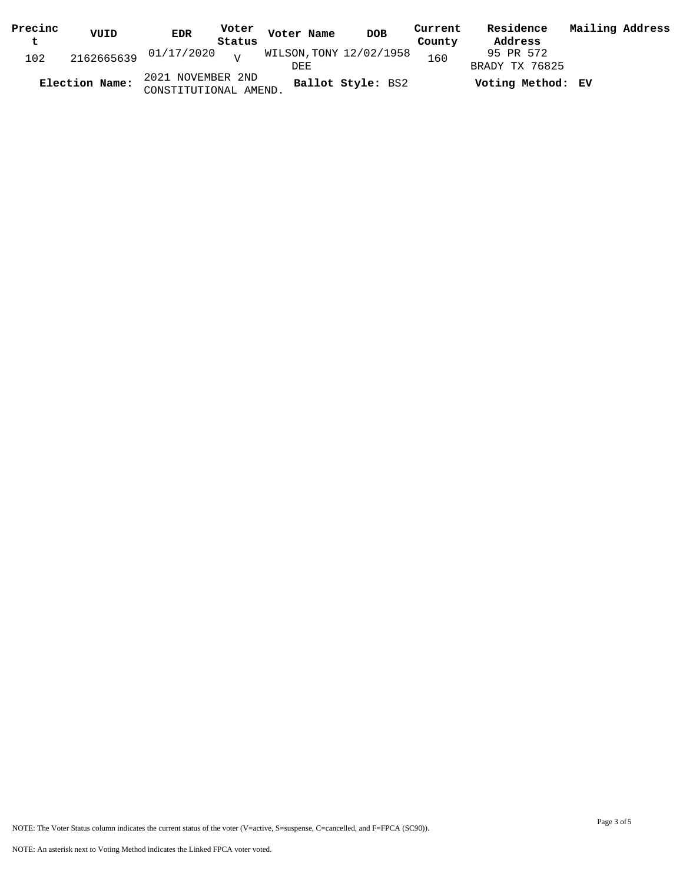| Precinct | VUID | EDR | Voter Status | Voter Name | DOB | Current County | Residence Address | Mailing Address |
| --- | --- | --- | --- | --- | --- | --- | --- | --- |
| 102 | 2162665639 | 01/17/2020 | V | WILSON,TONY DEE | 12/02/1958 | 160 | 95 PR 572 BRADY TX 76825 | |

**Election Name:** 2021 NOVEMBER 2ND CONSTITUTIONAL AMEND. **Ballot Style:** BS2 **Voting Method:** **EV**

NOTE: The Voter Status column indicates the current status of the voter (V=active, S=suspense, C=cancelled, and F=FPCA (SC90)).

NOTE: An asterisk next to Voting Method indicates the Linked FPCA voter voted.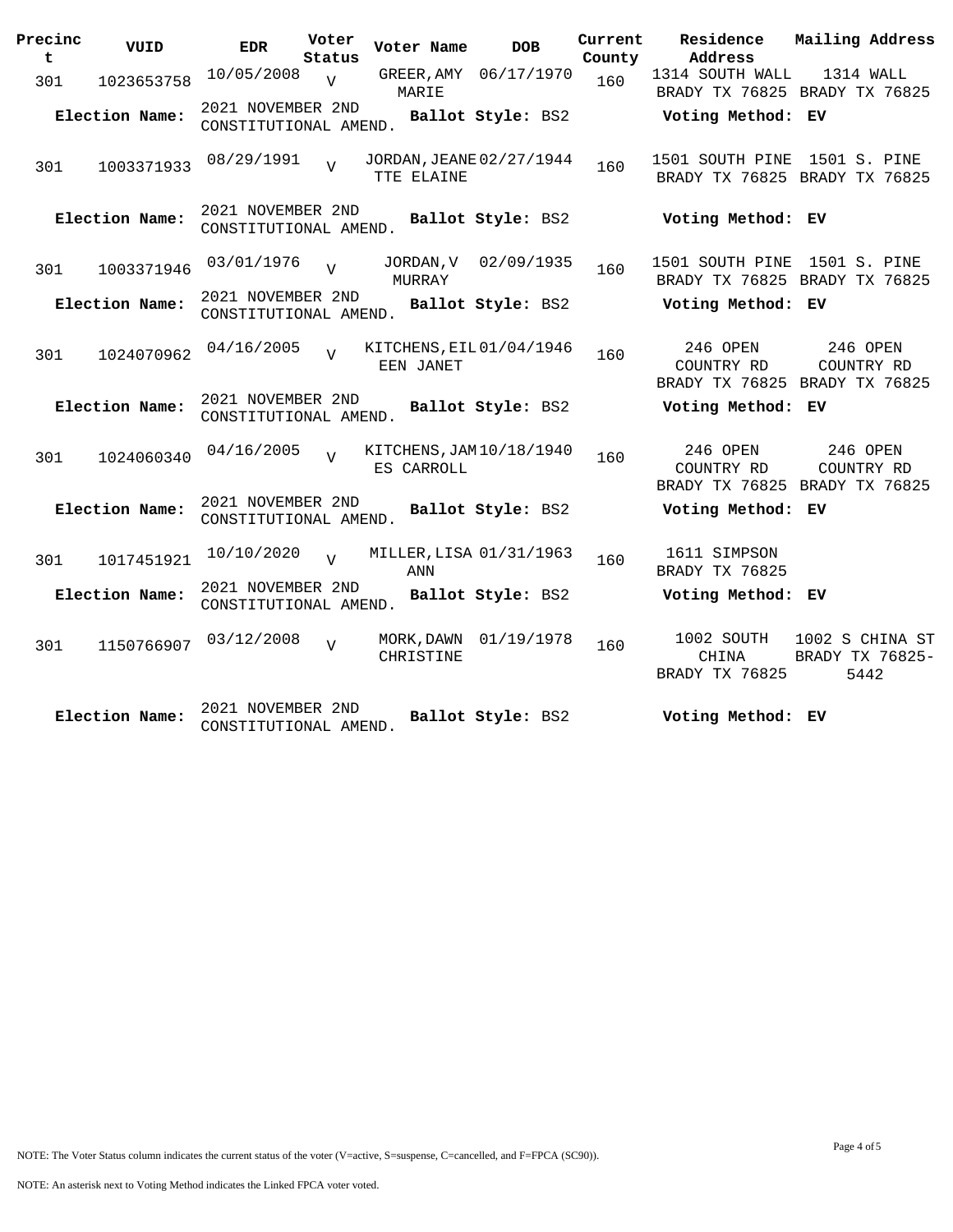| Precinct | VUID | EDR | Voter Status | Voter Name | DOB | Current County | Residence Address | Mailing Address |
|---|---|---|---|---|---|---|---|---|
| 301 | 1023653758 | 10/05/2008 | V | GREER,AMY MARIE | 06/17/1970 | 160 | 1314 SOUTH WALL BRADY TX 76825 | 1314 WALL BRADY TX 76825 |
| **Election Name:** | | 2021 NOVEMBER 2ND CONSTITUTIONAL AMEND. | | **Ballot Style:** BS2 | | | **Voting Method:** EV | |
| 301 | 1003371933 | 08/29/1991 | V | JORDAN,JEANETTE ELAINE | 02/27/1944 | 160 | 1501 SOUTH PINE BRADY TX 76825 | 1501 S. PINE BRADY TX 76825 |
| **Election Name:** | | 2021 NOVEMBER 2ND CONSTITUTIONAL AMEND. | | **Ballot Style:** BS2 | | | **Voting Method:** EV | |
| 301 | 1003371946 | 03/01/1976 | V | JORDAN,V MURRAY | 02/09/1935 | 160 | 1501 SOUTH PINE BRADY TX 76825 | 1501 S. PINE BRADY TX 76825 |
| **Election Name:** | | 2021 NOVEMBER 2ND CONSTITUTIONAL AMEND. | | **Ballot Style:** BS2 | | | **Voting Method:** EV | |
| 301 | 1024070962 | 04/16/2005 | V | KITCHENS,EILEEN JANET | 01/04/1946 | 160 | 246 OPEN COUNTRY RD BRADY TX 76825 | 246 OPEN COUNTRY RD BRADY TX 76825 |
| **Election Name:** | | 2021 NOVEMBER 2ND CONSTITUTIONAL AMEND. | | **Ballot Style:** BS2 | | | **Voting Method:** EV | |
| 301 | 1024060340 | 04/16/2005 | V | KITCHENS,JAMES CARROLL | 10/18/1940 | 160 | 246 OPEN COUNTRY RD BRADY TX 76825 | 246 OPEN COUNTRY RD BRADY TX 76825 |
| **Election Name:** | | 2021 NOVEMBER 2ND CONSTITUTIONAL AMEND. | | **Ballot Style:** BS2 | | | **Voting Method:** EV | |
| 301 | 1017451921 | 10/10/2020 | V | MILLER,LISA ANN | 01/31/1963 | 160 | 1611 SIMPSON BRADY TX 76825 | |
| **Election Name:** | | 2021 NOVEMBER 2ND CONSTITUTIONAL AMEND. | | **Ballot Style:** BS2 | | | **Voting Method:** EV | |
| 301 | 1150766907 | 03/12/2008 | V | MORK,DAWN CHRISTINE | 01/19/1978 | 160 | 1002 SOUTH CHINA BRADY TX 76825 | 1002 S CHINA ST BRADY TX 76825-5442 |
| **Election Name:** | | 2021 NOVEMBER 2ND CONSTITUTIONAL AMEND. | | **Ballot Style:** BS2 | | | **Voting Method:** EV | |

NOTE: The Voter Status column indicates the current status of the voter (V=active, S=suspense, C=cancelled, and F=FPCA (SC90)).

NOTE: An asterisk next to Voting Method indicates the Linked FPCA voter voted.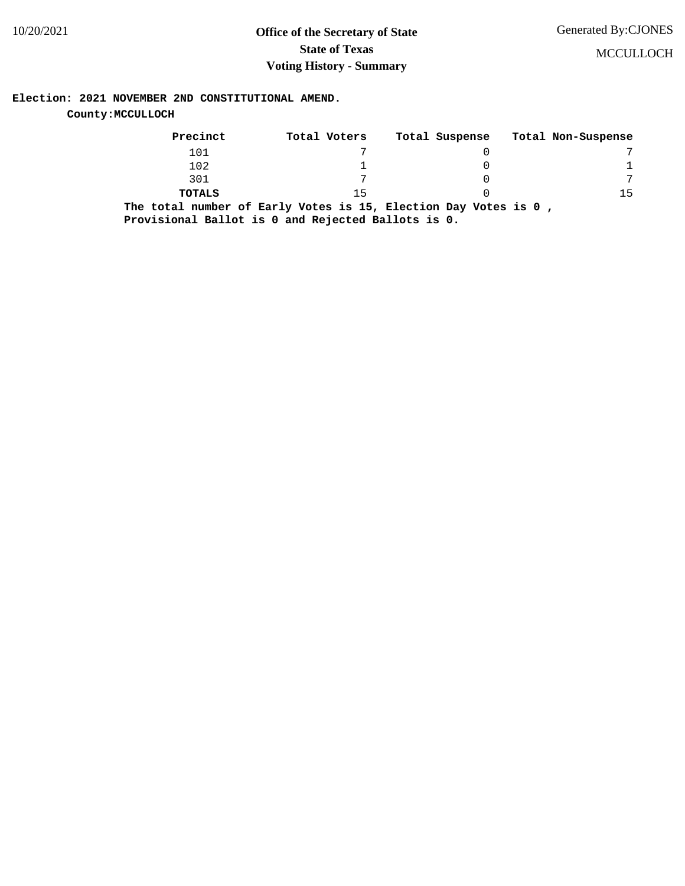10/20/2021

**Office of the Secretary of State**
**State of Texas**
**Voting History - Summary**

Generated By:CJONES

MCCULLOCH

**Election: 2021 NOVEMBER 2ND CONSTITUTIONAL AMEND.**

**County:MCCULLOCH**

| Precinct | Total Voters | Total Suspense | Total Non-Suspense |
|---|---|---|---|
| 101 | 7 | 0 | 7 |
| 102 | 1 | 0 | 1 |
| 301 | 7 | 0 | 7 |
| **TOTALS** | 15 | 0 | 15 |

**The total number of Early Votes is 15, Election Day Votes is 0 , Provisional Ballot is 0 and Rejected Ballots is 0.**